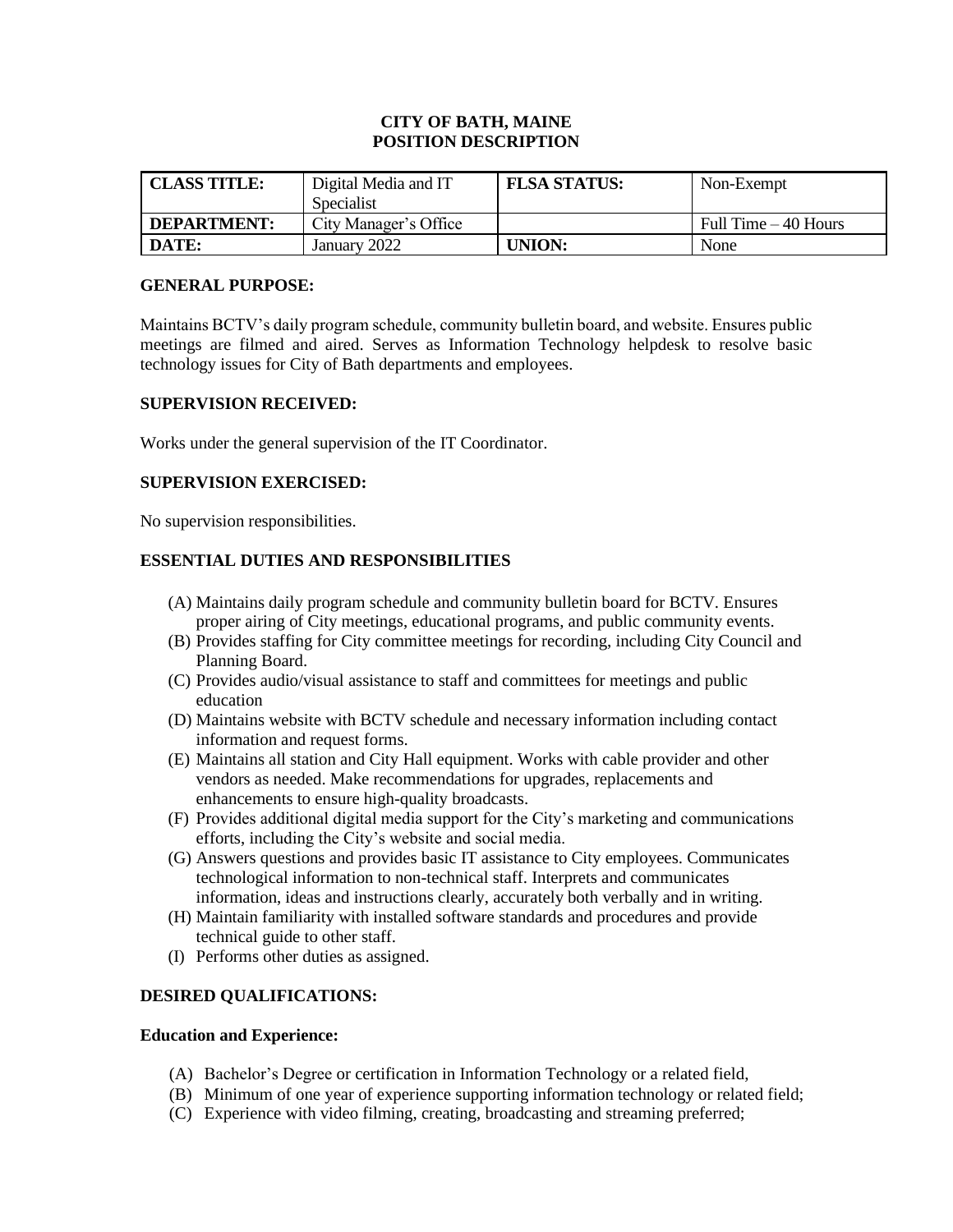# CITY OF BATH, MAINE
## POSITION DESCRIPTION

| CLASS TITLE: | Digital Media and IT Specialist | FLSA STATUS: | Non-Exempt |
|---|---|---|---|
| DEPARTMENT: | City Manager's Office | | Full Time – 40 Hours |
| DATE: | January 2022 | UNION: | None |

### GENERAL PURPOSE:

Maintains BCTV's daily program schedule, community bulletin board, and website. Ensures public meetings are filmed and aired. Serves as Information Technology helpdesk to resolve basic technology issues for City of Bath departments and employees.

### SUPERVISION RECEIVED:

Works under the general supervision of the IT Coordinator.

### SUPERVISION EXERCISED:

No supervision responsibilities.

### ESSENTIAL DUTIES AND RESPONSIBILITIES

(A) Maintains daily program schedule and community bulletin board for BCTV. Ensures proper airing of City meetings, educational programs, and public community events.
(B) Provides staffing for City committee meetings for recording, including City Council and Planning Board.
(C) Provides audio/visual assistance to staff and committees for meetings and public education
(D) Maintains website with BCTV schedule and necessary information including contact information and request forms.
(E) Maintains all station and City Hall equipment. Works with cable provider and other vendors as needed. Make recommendations for upgrades, replacements and enhancements to ensure high-quality broadcasts.
(F) Provides additional digital media support for the City's marketing and communications efforts, including the City's website and social media.
(G) Answers questions and provides basic IT assistance to City employees. Communicates technological information to non-technical staff. Interprets and communicates information, ideas and instructions clearly, accurately both verbally and in writing.
(H) Maintain familiarity with installed software standards and procedures and provide technical guide to other staff.
(I) Performs other duties as assigned.

### DESIRED QUALIFICATIONS:

#### Education and Experience:

(A) Bachelor's Degree or certification in Information Technology or a related field,
(B) Minimum of one year of experience supporting information technology or related field;
(C) Experience with video filming, creating, broadcasting and streaming preferred;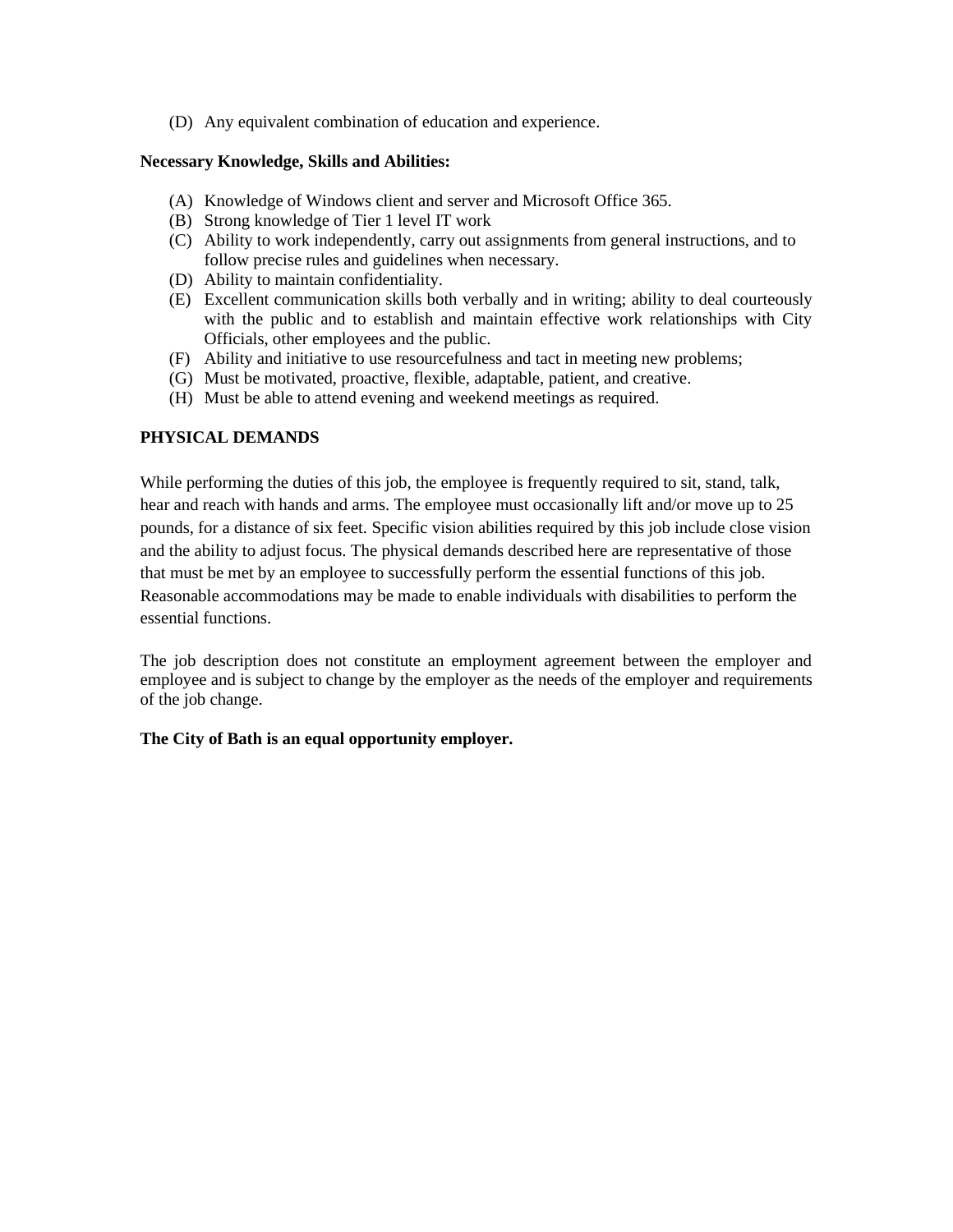(D) Any equivalent combination of education and experience.

**Necessary Knowledge, Skills and Abilities:**

(A) Knowledge of Windows client and server and Microsoft Office 365.
(B) Strong knowledge of Tier 1 level IT work
(C) Ability to work independently, carry out assignments from general instructions, and to follow precise rules and guidelines when necessary.
(D) Ability to maintain confidentiality.
(E) Excellent communication skills both verbally and in writing; ability to deal courteously with the public and to establish and maintain effective work relationships with City Officials, other employees and the public.
(F) Ability and initiative to use resourcefulness and tact in meeting new problems;
(G) Must be motivated, proactive, flexible, adaptable, patient, and creative.
(H) Must be able to attend evening and weekend meetings as required.

**PHYSICAL DEMANDS**

While performing the duties of this job, the employee is frequently required to sit, stand, talk, hear and reach with hands and arms. The employee must occasionally lift and/or move up to 25 pounds, for a distance of six feet. Specific vision abilities required by this job include close vision and the ability to adjust focus. The physical demands described here are representative of those that must be met by an employee to successfully perform the essential functions of this job. Reasonable accommodations may be made to enable individuals with disabilities to perform the essential functions.

The job description does not constitute an employment agreement between the employer and employee and is subject to change by the employer as the needs of the employer and requirements of the job change.

**The City of Bath is an equal opportunity employer.**